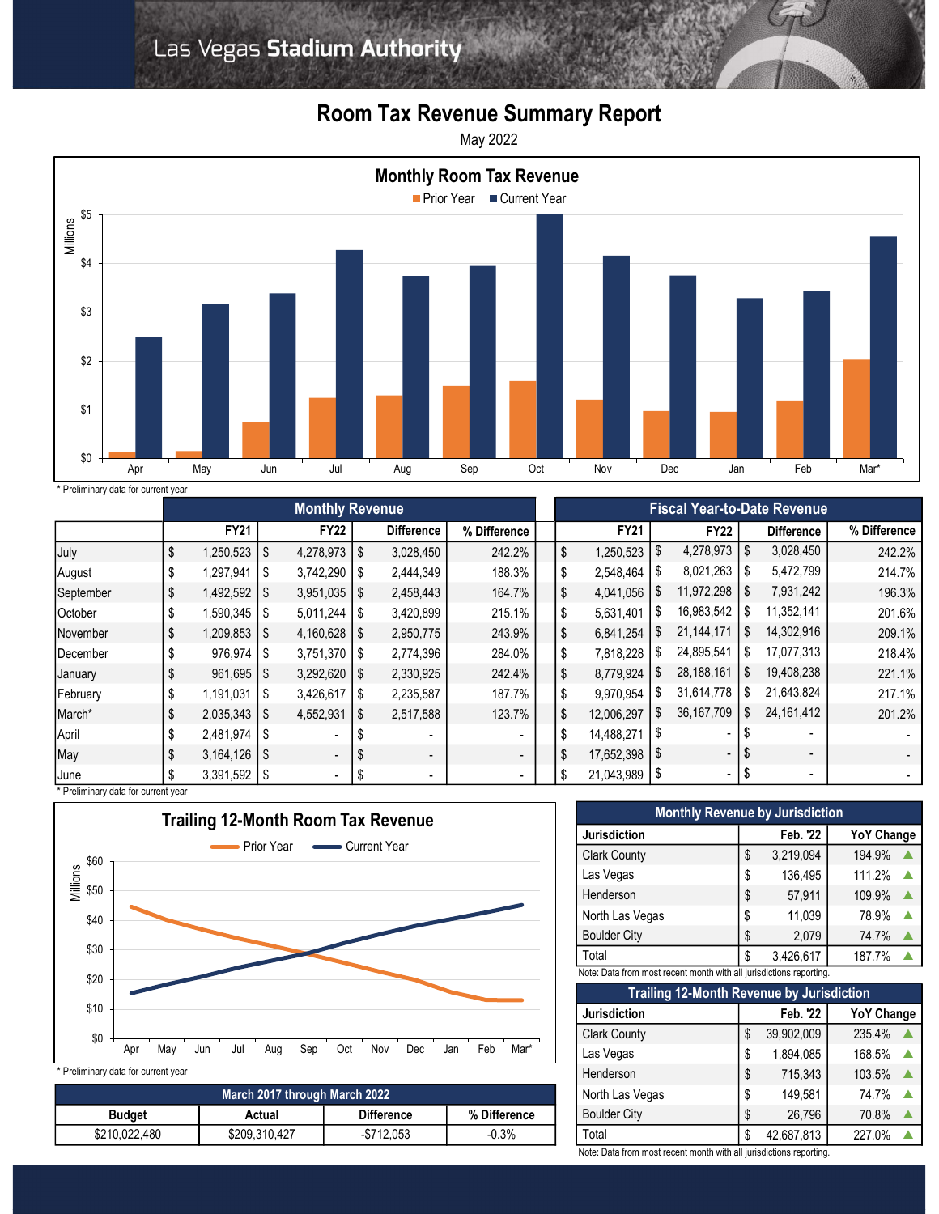Las Vegas **Stadium Authority**

# Room Tax Revenue Summary Report

May 2022

## Monthly Room Tax Revenue

Prior Year / Current Year

* Preliminary data for current year

| | Monthly Revenue | | | | Fiscal Year-to-Date Revenue | | | |
|---|---|---|---|---|---|---|---|---|
| | FY21 | FY22 | Difference | % Difference | FY21 | FY22 | Difference | % Difference |
| July | $ 1,250,523 | $ 4,278,973 | $ 3,028,450 | 242.2% | $ 1,250,523 | $ 4,278,973 | $ 3,028,450 | 242.2% |
| August | $ 1,297,941 | $ 3,742,290 | $ 2,444,349 | 188.3% | $ 2,548,464 | $ 8,021,263 | $ 5,472,799 | 214.7% |
| September | $ 1,492,592 | $ 3,951,035 | $ 2,458,443 | 164.7% | $ 4,041,056 | $ 11,972,298 | $ 7,931,242 | 196.3% |
| October | $ 1,590,345 | $ 5,011,244 | $ 3,420,899 | 215.1% | $ 5,631,401 | $ 16,983,542 | $ 11,352,141 | 201.6% |
| November | $ 1,209,853 | $ 4,160,628 | $ 2,950,775 | 243.9% | $ 6,841,254 | $ 21,144,171 | $ 14,302,916 | 209.1% |
| December | $ 976,974 | $ 3,751,370 | $ 2,774,396 | 284.0% | $ 7,818,228 | $ 24,895,541 | $ 17,077,313 | 218.4% |
| January | $ 961,695 | $ 3,292,620 | $ 2,330,925 | 242.4% | $ 8,779,924 | $ 28,188,161 | $ 19,408,238 | 221.1% |
| February | $ 1,191,031 | $ 3,426,617 | $ 2,235,587 | 187.7% | $ 9,970,954 | $ 31,614,778 | $ 21,643,824 | 217.1% |
| March* | $ 2,035,343 | $ 4,552,931 | $ 2,517,588 | 123.7% | $ 12,006,297 | $ 36,167,709 | $ 24,161,412 | 201.2% |
| April | $ 2,481,974 | $ - | $ - | - | $ 14,488,271 | $ - | $ - | - |
| May | $ 3,164,126 | $ - | $ - | - | $ 17,652,398 | $ - | $ - | - |
| June | $ 3,391,592 | $ - | $ - | - | $ 21,043,989 | $ - | $ - | - |

* Preliminary data for current year

## Trailing 12-Month Room Tax Revenue

Prior Year / Current Year

* Preliminary data for current year

| March 2017 through March 2022 | | | |
|---|---|---|---|
| Budget | Actual | Difference | % Difference |
| $210,022,480 | $209,310,427 | -$712,053 | -0.3% |

| Monthly Revenue by Jurisdiction | | |
|---|---|---|
| Jurisdiction | Feb. '22 | YoY Change |
| Clark County | $ 3,219,094 | 194.9% ▲ |
| Las Vegas | $ 136,495 | 111.2% ▲ |
| Henderson | $ 57,911 | 109.9% ▲ |
| North Las Vegas | $ 11,039 | 78.9% ▲ |
| Boulder City | $ 2,079 | 74.7% ▲ |
| Total | $ 3,426,617 | 187.7% ▲ |

Note: Data from most recent month with all jurisdictions reporting.

| Trailing 12-Month Revenue by Jurisdiction | | |
|---|---|---|
| Jurisdiction | Feb. '22 | YoY Change |
| Clark County | $ 39,902,009 | 235.4% ▲ |
| Las Vegas | $ 1,894,085 | 168.5% ▲ |
| Henderson | $ 715,343 | 103.5% ▲ |
| North Las Vegas | $ 149,581 | 74.7% ▲ |
| Boulder City | $ 26,796 | 70.8% ▲ |
| Total | $ 42,687,813 | 227.0% ▲ |

Note: Data from most recent month with all jurisdictions reporting.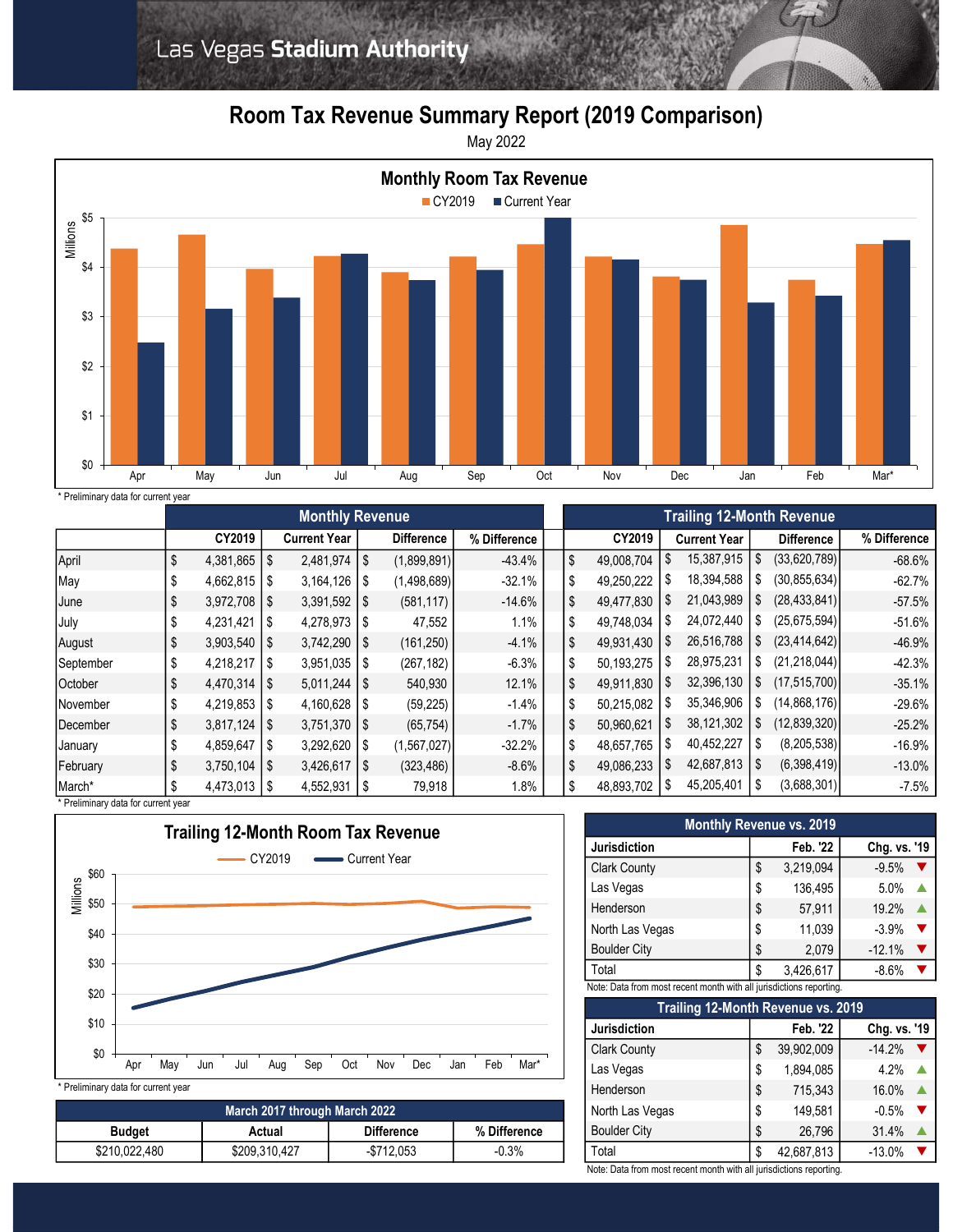Las Vegas **Stadium Authority**

# Room Tax Revenue Summary Report (2019 Comparison)

May 2022

**Monthly Room Tax Revenue**

CY2019 Current Year

Millions

$5
$4
$3
$2
$1
$0

Apr May Jun Jul Aug Sep Oct Nov Dec Jan Feb Mar*

\* Preliminary data for current year

| | Monthly Revenue | | | | Trailing 12-Month Revenue | | | |
|---|---|---|---|---|---|---|---|---|
| | CY2019 | Current Year | Difference | % Difference | CY2019 | Current Year | Difference | % Difference |
| April | $ 4,381,865 | $ 2,481,974 | $ (1,899,891) | -43.4% | $ 49,008,704 | $ 15,387,915 | $ (33,620,789) | -68.6% |
| May | $ 4,662,815 | $ 3,164,126 | $ (1,498,689) | -32.1% | $ 49,250,222 | $ 18,394,588 | $ (30,855,634) | -62.7% |
| June | $ 3,972,708 | $ 3,391,592 | $ (581,117) | -14.6% | $ 49,477,830 | $ 21,043,989 | $ (28,433,841) | -57.5% |
| July | $ 4,231,421 | $ 4,278,973 | $ 47,552 | 1.1% | $ 49,748,034 | $ 24,072,440 | $ (25,675,594) | -51.6% |
| August | $ 3,903,540 | $ 3,742,290 | $ (161,250) | -4.1% | $ 49,931,430 | $ 26,516,788 | $ (23,414,642) | -46.9% |
| September | $ 4,218,217 | $ 3,951,035 | $ (267,182) | -6.3% | $ 50,193,275 | $ 28,975,231 | $ (21,218,044) | -42.3% |
| October | $ 4,470,314 | $ 5,011,244 | $ 540,930 | 12.1% | $ 49,911,830 | $ 32,396,130 | $ (17,515,700) | -35.1% |
| November | $ 4,219,853 | $ 4,160,628 | $ (59,225) | -1.4% | $ 50,215,082 | $ 35,346,906 | $ (14,868,176) | -29.6% |
| December | $ 3,817,124 | $ 3,751,370 | $ (65,754) | -1.7% | $ 50,960,621 | $ 38,121,302 | $ (12,839,320) | -25.2% |
| January | $ 4,859,647 | $ 3,292,620 | $ (1,567,027) | -32.2% | $ 48,657,765 | $ 40,452,227 | $ (8,205,538) | -16.9% |
| February | $ 3,750,104 | $ 3,426,617 | $ (323,486) | -8.6% | $ 49,086,233 | $ 42,687,813 | $ (6,398,419) | -13.0% |
| March* | $ 4,473,013 | $ 4,552,931 | $ 79,918 | 1.8% | $ 48,893,702 | $ 45,205,401 | $ (3,688,301) | -7.5% |

\* Preliminary data for current year

**Trailing 12-Month Room Tax Revenue**

CY2019 Current Year

Millions

$60
$50
$40
$30
$20
$10
$0

Apr May Jun Jul Aug Sep Oct Nov Dec Jan Feb Mar*

\* Preliminary data for current year

| March 2017 through March 2022 | | | |
|---|---|---|---|
| Budget | Actual | Difference | % Difference |
| $210,022,480 | $209,310,427 | -$712,053 | -0.3% |

| Monthly Revenue vs. 2019 | | |
|---|---|---|
| Jurisdiction | Feb. '22 | Chg. vs. '19 |
| Clark County | $ 3,219,094 | -9.5% ▼ |
| Las Vegas | $ 136,495 | 5.0% ▲ |
| Henderson | $ 57,911 | 19.2% ▲ |
| North Las Vegas | $ 11,039 | -3.9% ▼ |
| Boulder City | $ 2,079 | -12.1% ▼ |
| Total | $ 3,426,617 | -8.6% ▼ |

Note: Data from most recent month with all jurisdictions reporting.

| Trailing 12-Month Revenue vs. 2019 | | |
|---|---|---|
| Jurisdiction | Feb. '22 | Chg. vs. '19 |
| Clark County | $ 39,902,009 | -14.2% ▼ |
| Las Vegas | $ 1,894,085 | 4.2% ▲ |
| Henderson | $ 715,343 | 16.0% ▲ |
| North Las Vegas | $ 149,581 | -0.5% ▼ |
| Boulder City | $ 26,796 | 31.4% ▲ |
| Total | $ 42,687,813 | -13.0% ▼ |

Note: Data from most recent month with all jurisdictions reporting.